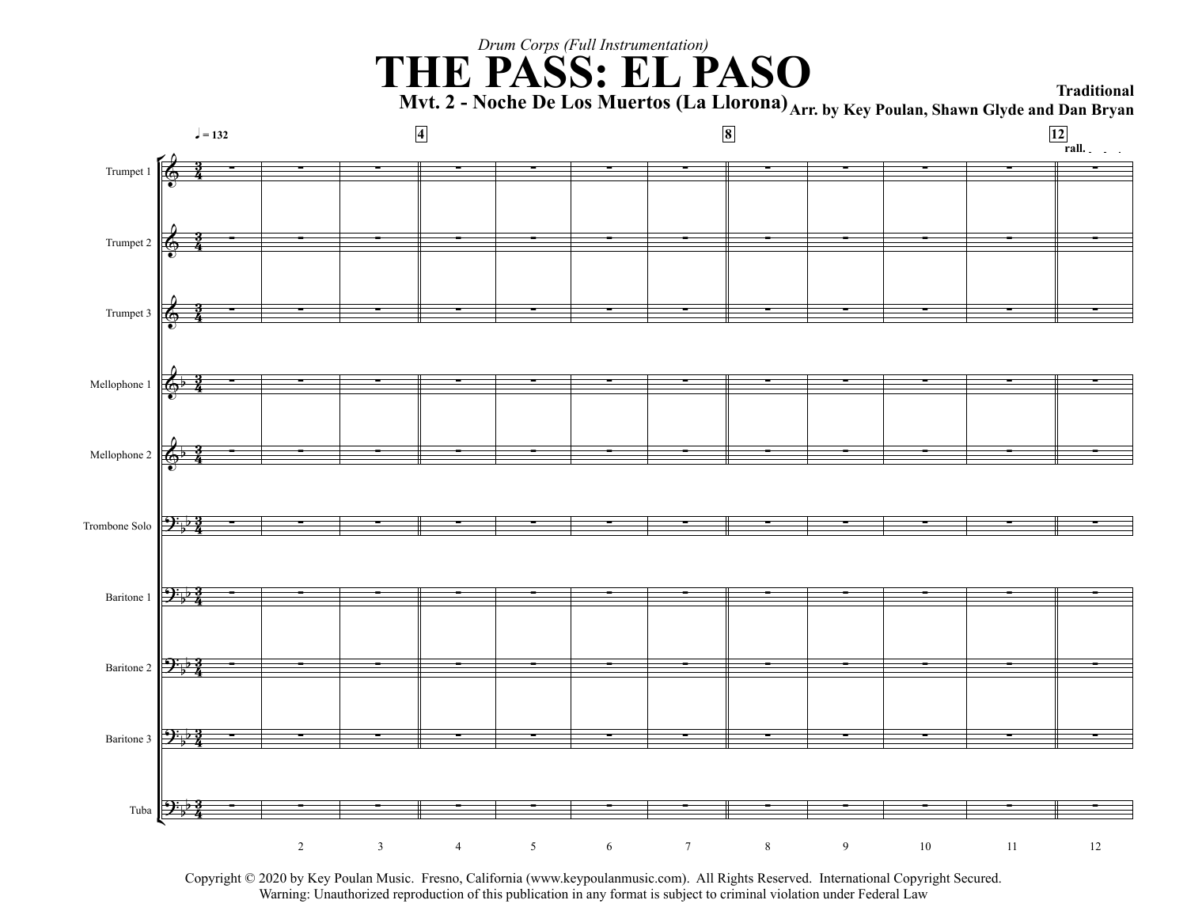*Drum Corps (Full Instrumentation)*

# THE PASS: EL PASO

**Mvt. 2 - Noche De Los Muertos (La Llorona)**

**Traditional**

**Arr. by Key Poulan, Shawn Glyde and Dan Bryan**

Copyright © 2020 by Key Poulan Music. Fresno, California (www.keypoulanmusic.com). All Rights Reserved. International Copyright Secured.
Warning: Unauthorized reproduction of this publication in any format is subject to criminal violation under Federal Law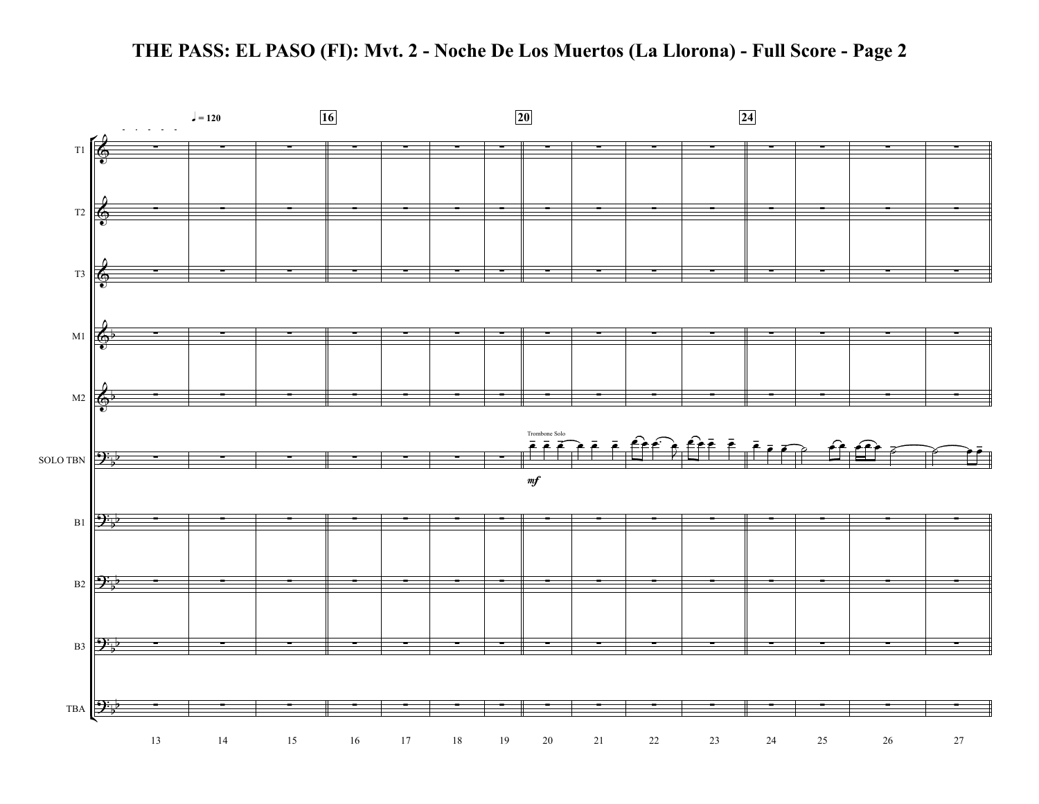# THE PASS: EL PASO (FI): Mvt. 2 - Noche De Los Muertos (La Llorona) - Full Score - Page 2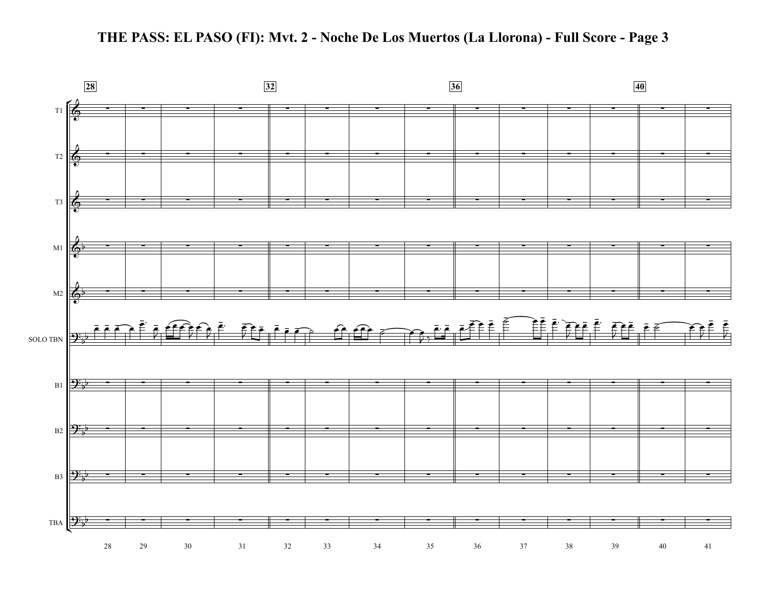# THE PASS: EL PASO (FI): Mvt. 2 - Noche De Los Muertos (La Llorona) - Full Score - Page 3

28 | 32 | 36 | 40

T1

T2

T3

M1

M2

SOLO TBN

B1

B2

B3

TBA

28 29 30 31 32 33 34 35 36 37 38 39 40 41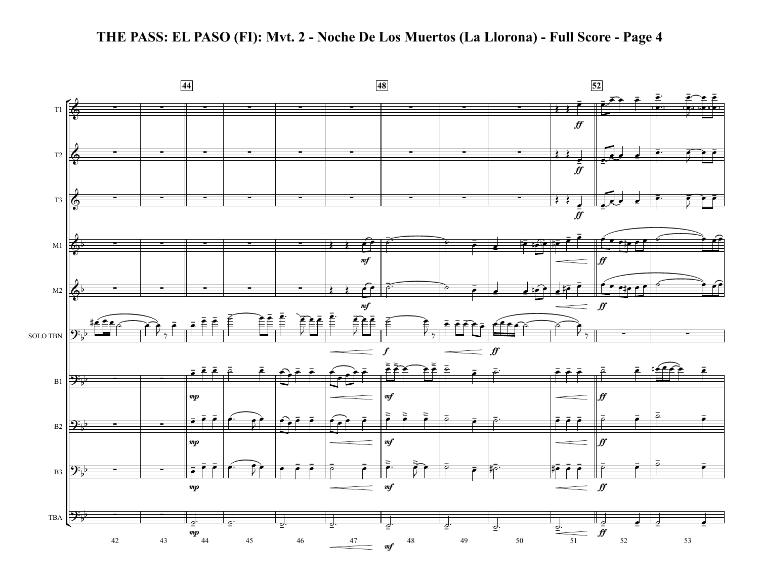# THE PASS: EL PASO (FI): Mvt. 2 - Noche De Los Muertos (La Llorona) - Full Score - Page 4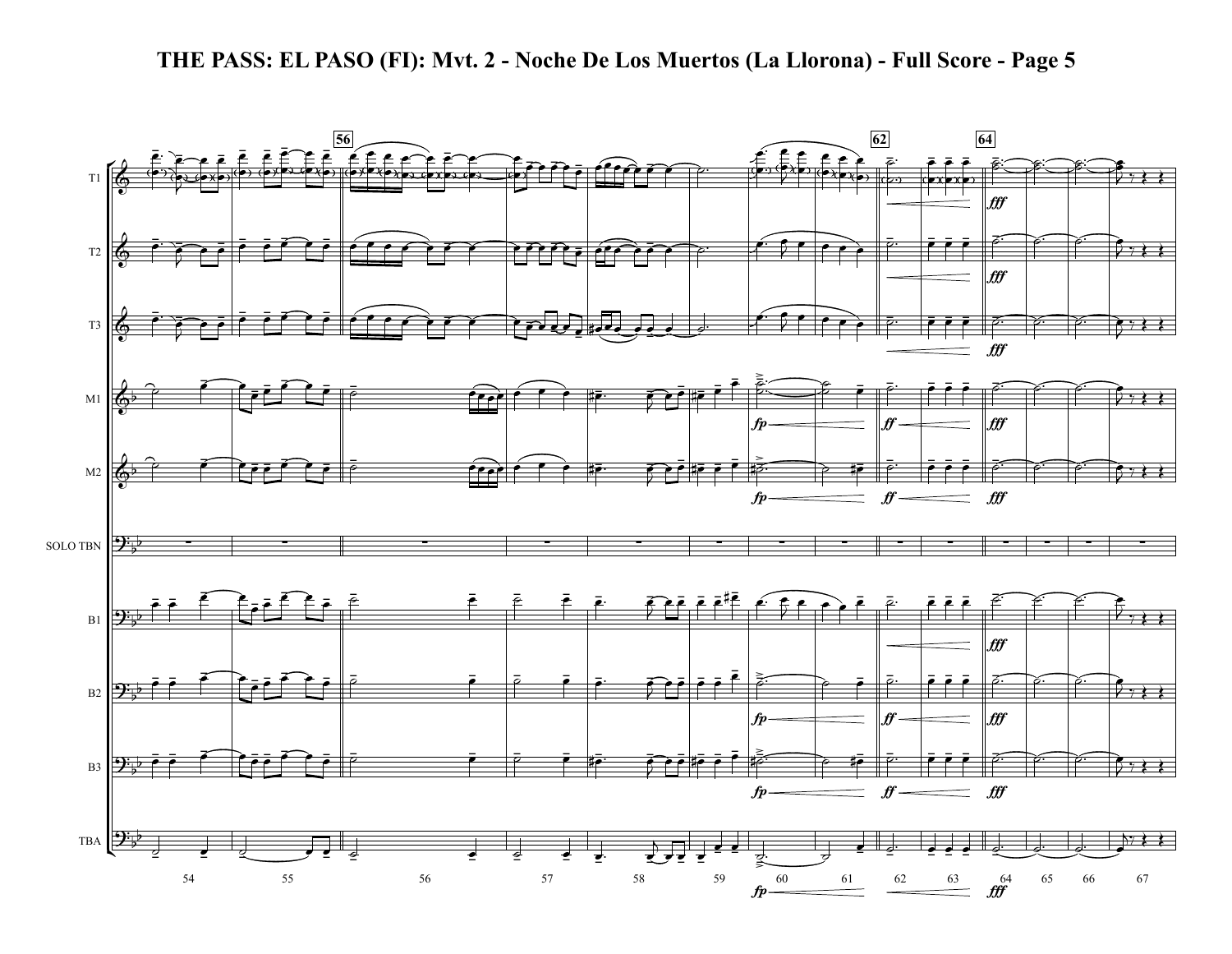# THE PASS: EL PASO (FI): Mvt. 2 - Noche De Los Muertos (La Llorona) - Full Score - Page 5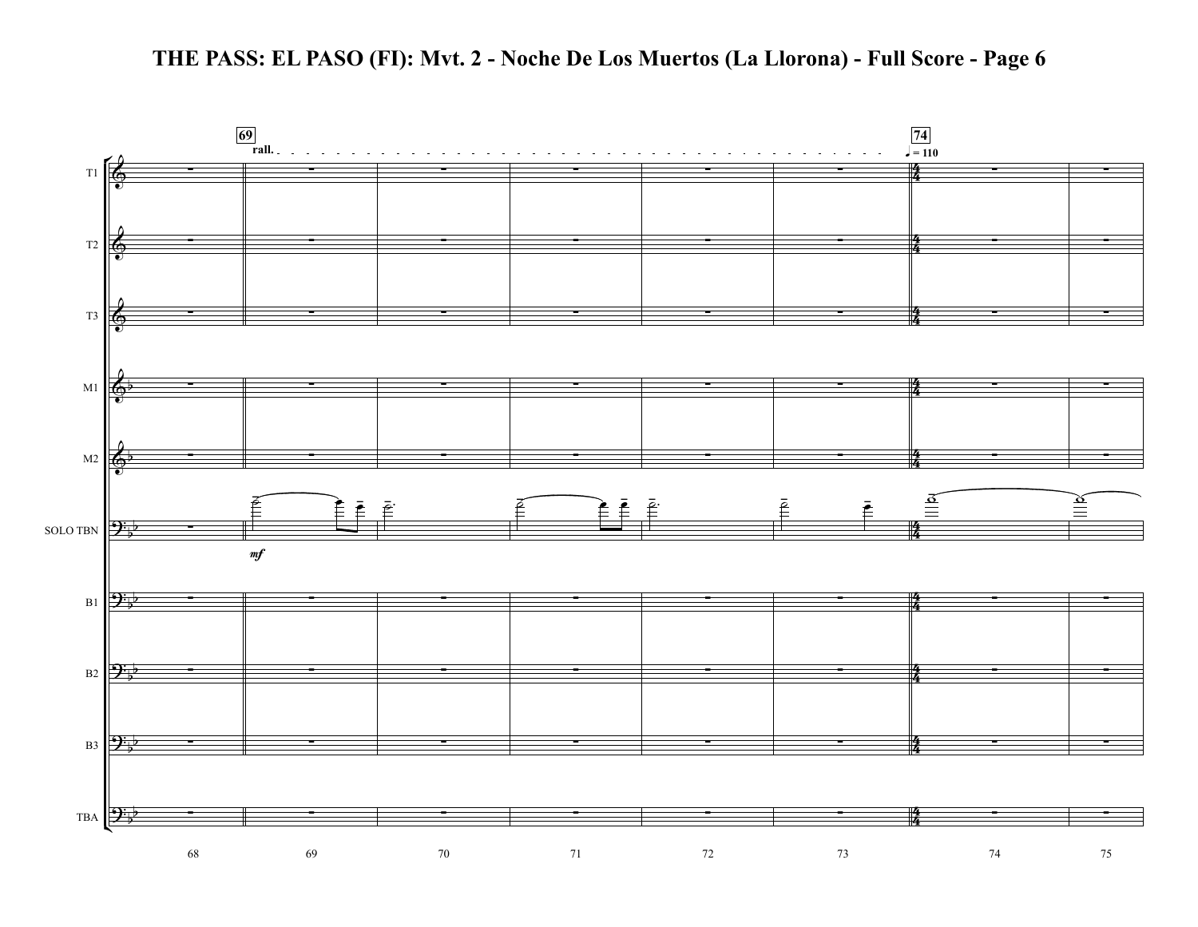# THE PASS: EL PASO (FI): Mvt. 2 - Noche De Los Muertos (La Llorona) - Full Score - Page 6

69

rall.

74

♩ = 110

T1

T2

T3

M1

M2

SOLO TBN

*mf*

B1

B2

B3

TBA

68 69 70 71 72 73 74 75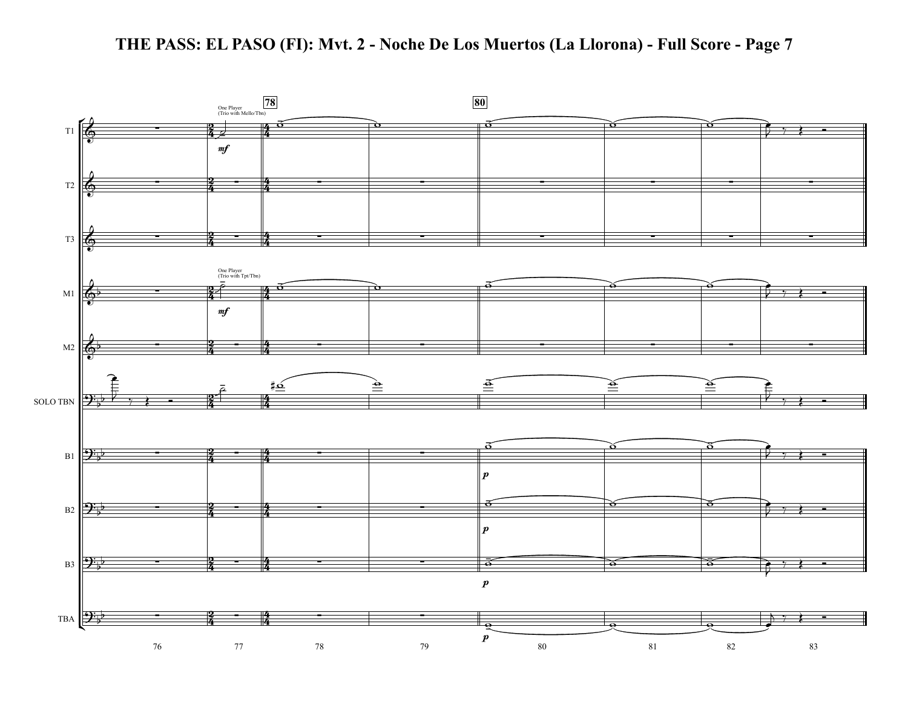# THE PASS: EL PASO (FI): Mvt. 2 - Noche De Los Muertos (La Llorona) - Full Score - Page 7

78

80

T1

One Player
(Trio with Mello/Tbn)

*mf*

T2

T3

M1

One Player
(Trio with Tpt/Tbn)

*mf*

M2

SOLO TBN

B1

*p*

B2

*p*

B3

*p*

TBA

*p*

76 77 78 79 80 81 82 83